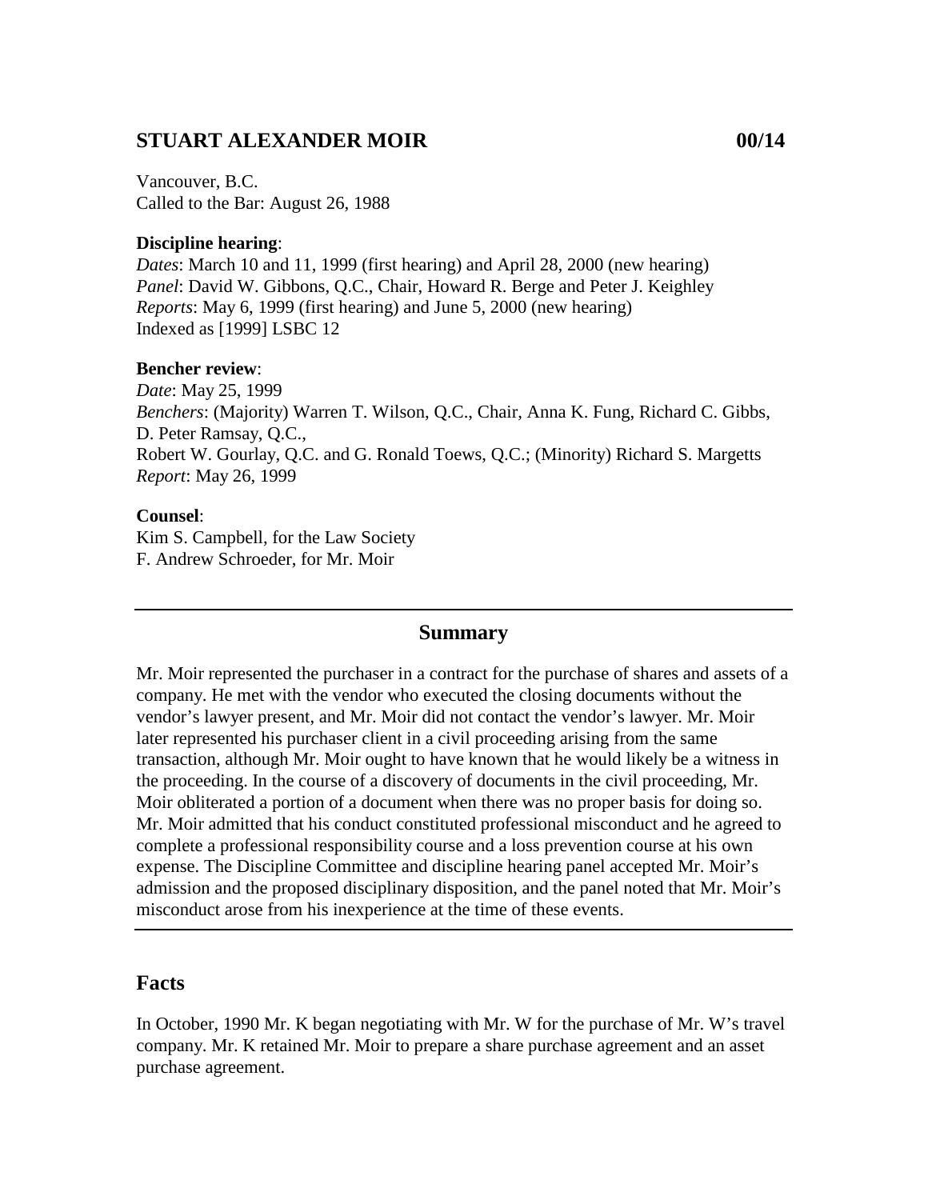## STUART ALEXANDER MOIR 00/14

Vancouver, B.C.
Called to the Bar: August 26, 1988

**Discipline hearing**:
*Dates*: March 10 and 11, 1999 (first hearing) and April 28, 2000 (new hearing)
*Panel*: David W. Gibbons, Q.C., Chair, Howard R. Berge and Peter J. Keighley
*Reports*: May 6, 1999 (first hearing) and June 5, 2000 (new hearing)
Indexed as [1999] LSBC 12

**Bencher review**:
*Date*: May 25, 1999
*Benchers*: (Majority) Warren T. Wilson, Q.C., Chair, Anna K. Fung, Richard C. Gibbs, D. Peter Ramsay, Q.C.,
Robert W. Gourlay, Q.C. and G. Ronald Toews, Q.C.; (Minority) Richard S. Margetts
*Report*: May 26, 1999

**Counsel**:
Kim S. Campbell, for the Law Society
F. Andrew Schroeder, for Mr. Moir

---

### Summary

Mr. Moir represented the purchaser in a contract for the purchase of shares and assets of a company. He met with the vendor who executed the closing documents without the vendor's lawyer present, and Mr. Moir did not contact the vendor's lawyer. Mr. Moir later represented his purchaser client in a civil proceeding arising from the same transaction, although Mr. Moir ought to have known that he would likely be a witness in the proceeding. In the course of a discovery of documents in the civil proceeding, Mr. Moir obliterated a portion of a document when there was no proper basis for doing so. Mr. Moir admitted that his conduct constituted professional misconduct and he agreed to complete a professional responsibility course and a loss prevention course at his own expense. The Discipline Committee and discipline hearing panel accepted Mr. Moir's admission and the proposed disciplinary disposition, and the panel noted that Mr. Moir's misconduct arose from his inexperience at the time of these events.

---

## Facts

In October, 1990 Mr. K began negotiating with Mr. W for the purchase of Mr. W's travel company. Mr. K retained Mr. Moir to prepare a share purchase agreement and an asset purchase agreement.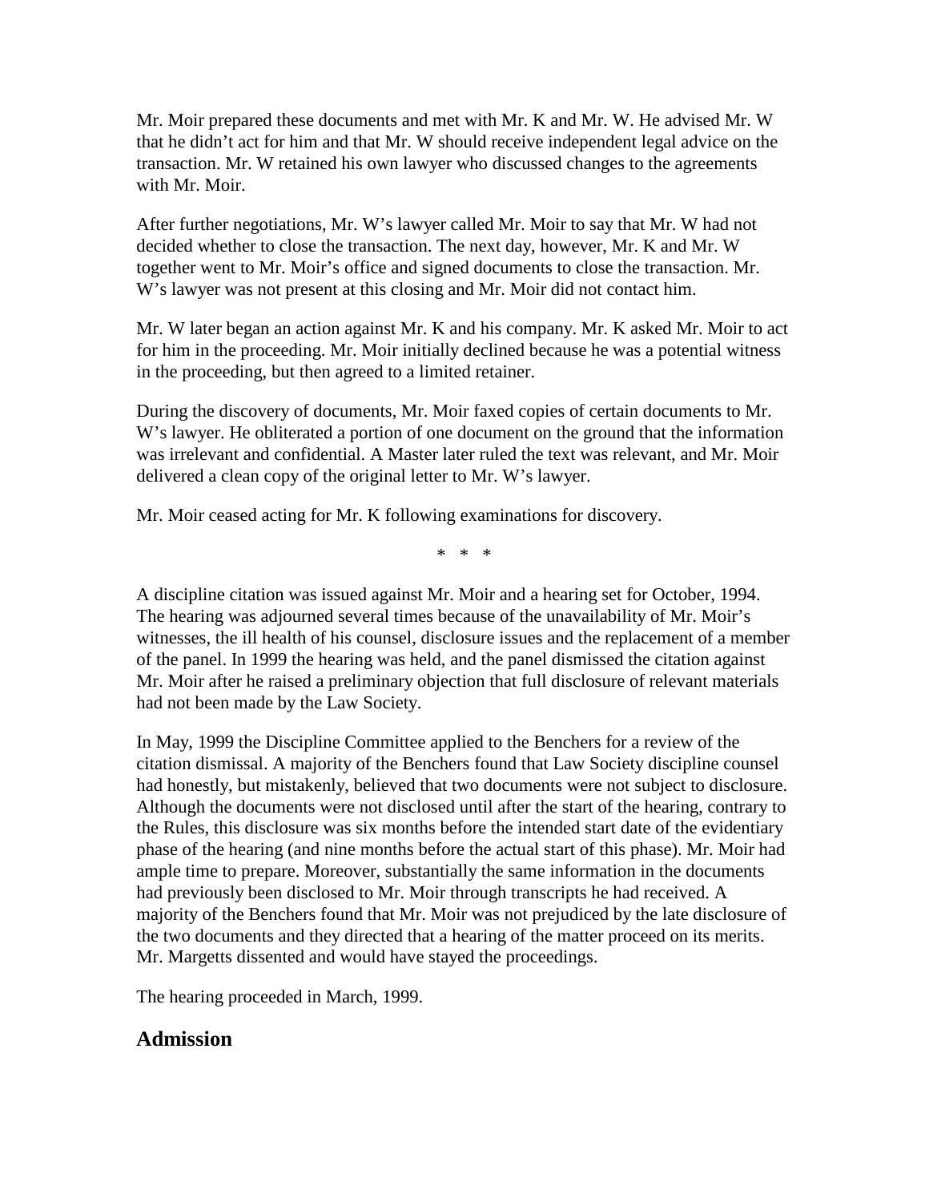Mr. Moir prepared these documents and met with Mr. K and Mr. W. He advised Mr. W that he didn't act for him and that Mr. W should receive independent legal advice on the transaction. Mr. W retained his own lawyer who discussed changes to the agreements with Mr. Moir.

After further negotiations, Mr. W's lawyer called Mr. Moir to say that Mr. W had not decided whether to close the transaction. The next day, however, Mr. K and Mr. W together went to Mr. Moir's office and signed documents to close the transaction. Mr. W's lawyer was not present at this closing and Mr. Moir did not contact him.

Mr. W later began an action against Mr. K and his company. Mr. K asked Mr. Moir to act for him in the proceeding. Mr. Moir initially declined because he was a potential witness in the proceeding, but then agreed to a limited retainer.

During the discovery of documents, Mr. Moir faxed copies of certain documents to Mr. W's lawyer. He obliterated a portion of one document on the ground that the information was irrelevant and confidential. A Master later ruled the text was relevant, and Mr. Moir delivered a clean copy of the original letter to Mr. W's lawyer.

Mr. Moir ceased acting for Mr. K following examinations for discovery.

\* \* \*

A discipline citation was issued against Mr. Moir and a hearing set for October, 1994. The hearing was adjourned several times because of the unavailability of Mr. Moir's witnesses, the ill health of his counsel, disclosure issues and the replacement of a member of the panel. In 1999 the hearing was held, and the panel dismissed the citation against Mr. Moir after he raised a preliminary objection that full disclosure of relevant materials had not been made by the Law Society.

In May, 1999 the Discipline Committee applied to the Benchers for a review of the citation dismissal. A majority of the Benchers found that Law Society discipline counsel had honestly, but mistakenly, believed that two documents were not subject to disclosure. Although the documents were not disclosed until after the start of the hearing, contrary to the Rules, this disclosure was six months before the intended start date of the evidentiary phase of the hearing (and nine months before the actual start of this phase). Mr. Moir had ample time to prepare. Moreover, substantially the same information in the documents had previously been disclosed to Mr. Moir through transcripts he had received. A majority of the Benchers found that Mr. Moir was not prejudiced by the late disclosure of the two documents and they directed that a hearing of the matter proceed on its merits. Mr. Margetts dissented and would have stayed the proceedings.

The hearing proceeded in March, 1999.

## Admission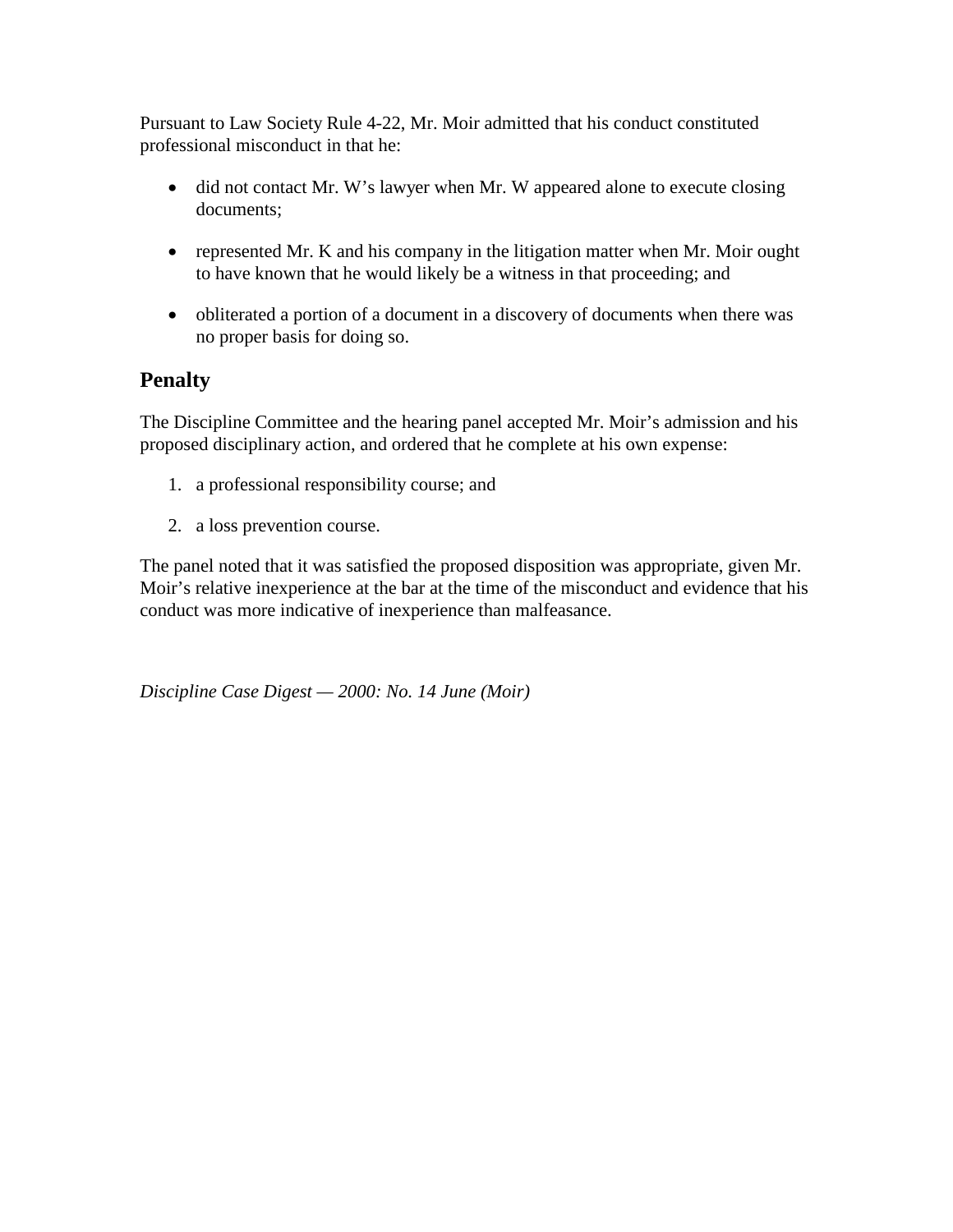Pursuant to Law Society Rule 4-22, Mr. Moir admitted that his conduct constituted professional misconduct in that he:

- did not contact Mr. W's lawyer when Mr. W appeared alone to execute closing documents;
- represented Mr. K and his company in the litigation matter when Mr. Moir ought to have known that he would likely be a witness in that proceeding; and
- obliterated a portion of a document in a discovery of documents when there was no proper basis for doing so.

## Penalty

The Discipline Committee and the hearing panel accepted Mr. Moir's admission and his proposed disciplinary action, and ordered that he complete at his own expense:

1. a professional responsibility course; and
2. a loss prevention course.

The panel noted that it was satisfied the proposed disposition was appropriate, given Mr. Moir's relative inexperience at the bar at the time of the misconduct and evidence that his conduct was more indicative of inexperience than malfeasance.

*Discipline Case Digest — 2000: No. 14 June (Moir)*